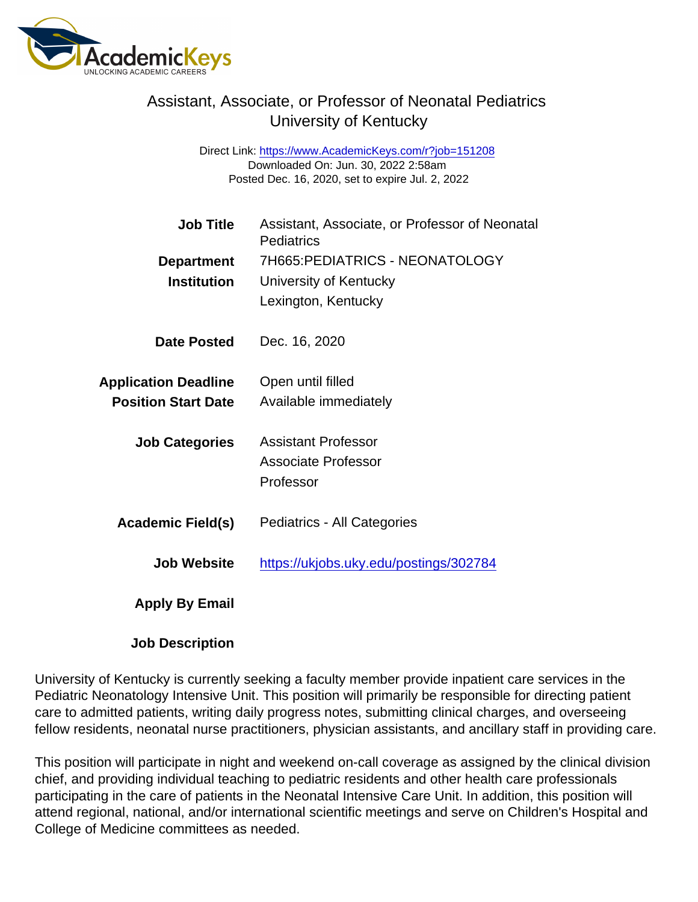# Assistant, Associate, or Professor of Neonatal Pediatrics
## University of Kentucky

Direct Link: https://www.AcademicKeys.com/r?job=151208
Downloaded On: Jun. 30, 2022 2:58am
Posted Dec. 16, 2020, set to expire Jul. 2, 2022

| | |
|---|---|
| **Job Title** | Assistant, Associate, or Professor of Neonatal Pediatrics |
| **Department** | 7H665:PEDIATRICS - NEONATOLOGY |
| **Institution** | University of Kentucky<br>Lexington, Kentucky |
| **Date Posted** | Dec. 16, 2020 |
| **Application Deadline** | Open until filled |
| **Position Start Date** | Available immediately |
| **Job Categories** | Assistant Professor<br>Associate Professor<br>Professor |
| **Academic Field(s)** | Pediatrics - All Categories |
| **Job Website** | https://ukjobs.uky.edu/postings/302784 |
| **Apply By Email** | |
| **Job Description** | |

University of Kentucky is currently seeking a faculty member provide inpatient care services in the Pediatric Neonatology Intensive Unit. This position will primarily be responsible for directing patient care to admitted patients, writing daily progress notes, submitting clinical charges, and overseeing fellow residents, neonatal nurse practitioners, physician assistants, and ancillary staff in providing care.

This position will participate in night and weekend on-call coverage as assigned by the clinical division chief, and providing individual teaching to pediatric residents and other health care professionals participating in the care of patients in the Neonatal Intensive Care Unit. In addition, this position will attend regional, national, and/or international scientific meetings and serve on Children's Hospital and College of Medicine committees as needed.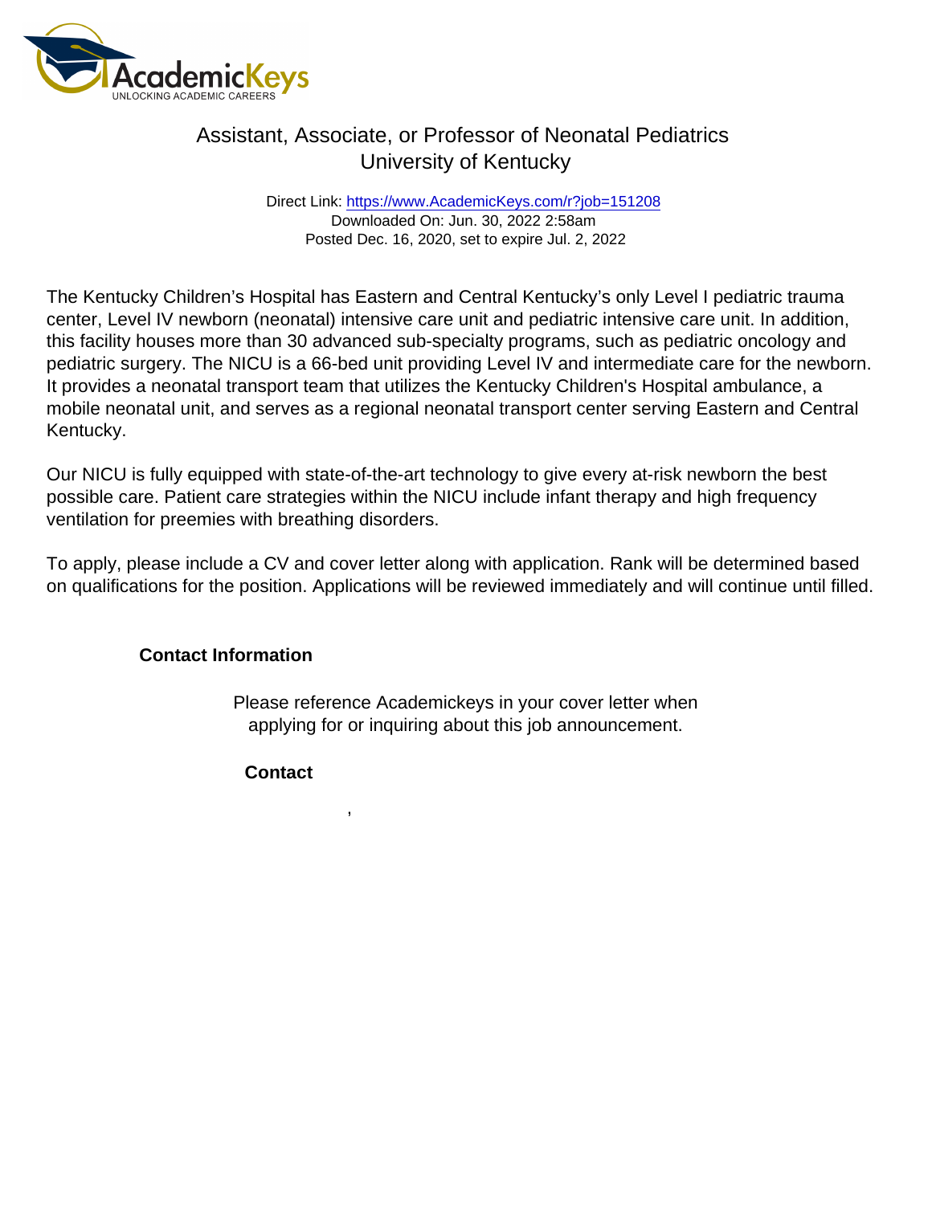AcademicKeys
UNLOCKING ACADEMIC CAREERS

# Assistant, Associate, or Professor of Neonatal Pediatrics
## University of Kentucky

Direct Link: https://www.AcademicKeys.com/r?job=151208
Downloaded On: Jun. 30, 2022 2:58am
Posted Dec. 16, 2020, set to expire Jul. 2, 2022

The Kentucky Children's Hospital has Eastern and Central Kentucky's only Level I pediatric trauma center, Level IV newborn (neonatal) intensive care unit and pediatric intensive care unit. In addition, this facility houses more than 30 advanced sub-specialty programs, such as pediatric oncology and pediatric surgery. The NICU is a 66-bed unit providing Level IV and intermediate care for the newborn. It provides a neonatal transport team that utilizes the Kentucky Children's Hospital ambulance, a mobile neonatal unit, and serves as a regional neonatal transport center serving Eastern and Central Kentucky.

Our NICU is fully equipped with state-of-the-art technology to give every at-risk newborn the best possible care. Patient care strategies within the NICU include infant therapy and high frequency ventilation for preemies with breathing disorders.

To apply, please include a CV and cover letter along with application. Rank will be determined based on qualifications for the position. Applications will be reviewed immediately and will continue until filled.

**Contact Information**

Please reference Academickeys in your cover letter when applying for or inquiring about this job announcement.

**Contact**

,